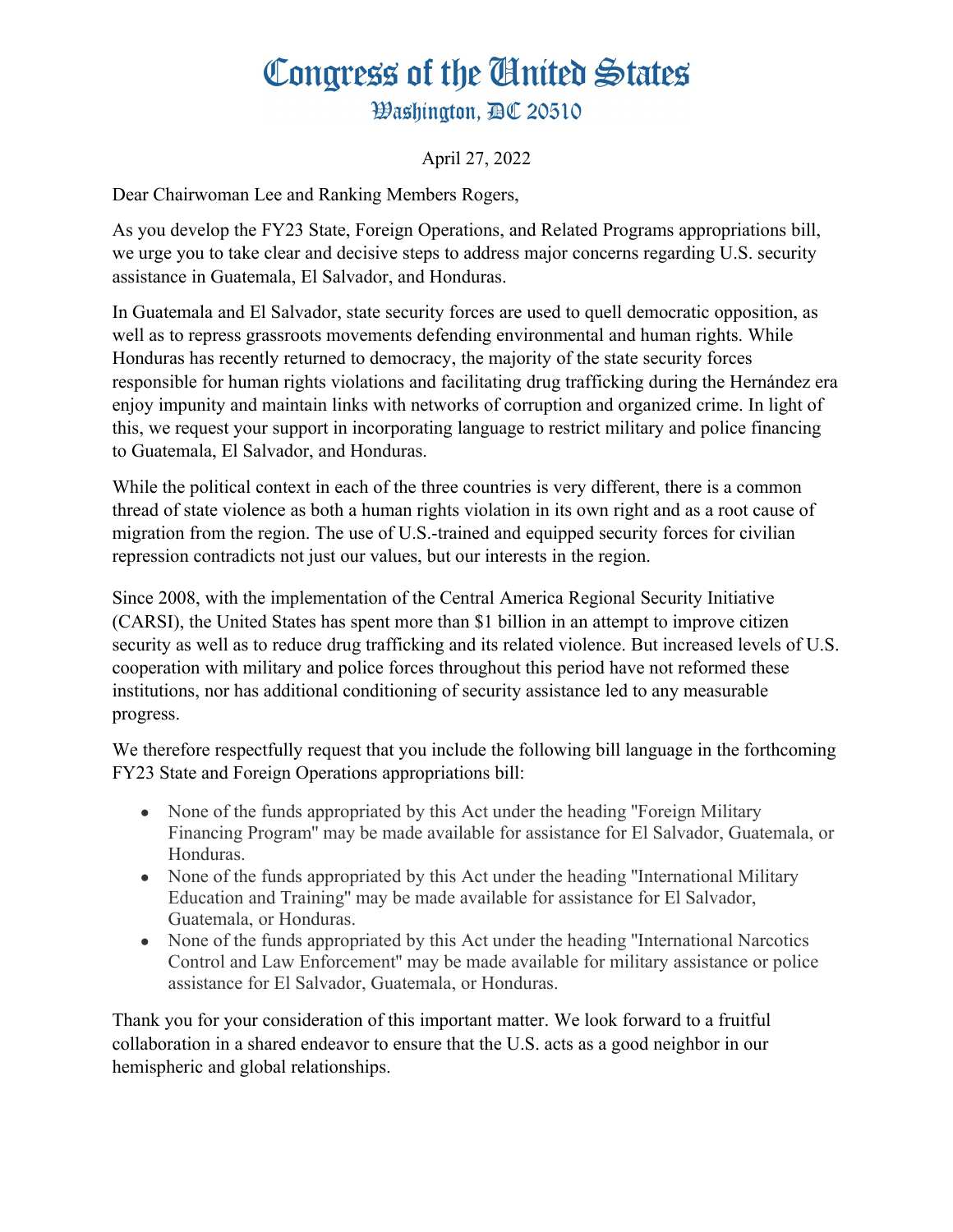# Congress of the United States

## Washington, DC 20510

April 27, 2022

Dear Chairwoman Lee and Ranking Members Rogers,

As you develop the FY23 State, Foreign Operations, and Related Programs appropriations bill, we urge you to take clear and decisive steps to address major concerns regarding U.S. security assistance in Guatemala, El Salvador, and Honduras.

In Guatemala and El Salvador, state security forces are used to quell democratic opposition, as well as to repress grassroots movements defending environmental and human rights. While Honduras has recently returned to democracy, the majority of the state security forces responsible for human rights violations and facilitating drug trafficking during the Hernández era enjoy impunity and maintain links with networks of corruption and organized crime. In light of this, we request your support in incorporating language to restrict military and police financing to Guatemala, El Salvador, and Honduras.

While the political context in each of the three countries is very different, there is a common thread of state violence as both a human rights violation in its own right and as a root cause of migration from the region. The use of U.S.-trained and equipped security forces for civilian repression contradicts not just our values, but our interests in the region.

Since 2008, with the implementation of the Central America Regional Security Initiative (CARSI), the United States has spent more than $1 billion in an attempt to improve citizen security as well as to reduce drug trafficking and its related violence. But increased levels of U.S. cooperation with military and police forces throughout this period have not reformed these institutions, nor has additional conditioning of security assistance led to any measurable progress.

We therefore respectfully request that you include the following bill language in the forthcoming FY23 State and Foreign Operations appropriations bill:

- None of the funds appropriated by this Act under the heading "Foreign Military Financing Program" may be made available for assistance for El Salvador, Guatemala, or Honduras.
- None of the funds appropriated by this Act under the heading "International Military Education and Training" may be made available for assistance for El Salvador, Guatemala, or Honduras.
- None of the funds appropriated by this Act under the heading "International Narcotics Control and Law Enforcement" may be made available for military assistance or police assistance for El Salvador, Guatemala, or Honduras.

Thank you for your consideration of this important matter. We look forward to a fruitful collaboration in a shared endeavor to ensure that the U.S. acts as a good neighbor in our hemispheric and global relationships.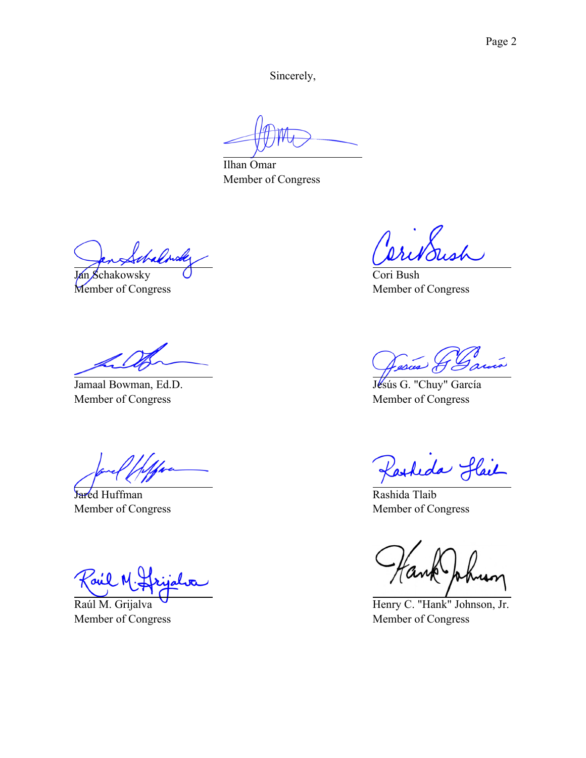Sincerely,

Ilhan Omar
Member of Congress

Jan Schakowsky
Member of Congress

Cori Bush
Member of Congress

Jamaal Bowman, Ed.D.
Member of Congress

Jesús G. "Chuy" García
Member of Congress

Jared Huffman
Member of Congress

Rashida Tlaib
Member of Congress

Raúl M. Grijalva
Member of Congress

Henry C. "Hank" Johnson, Jr.
Member of Congress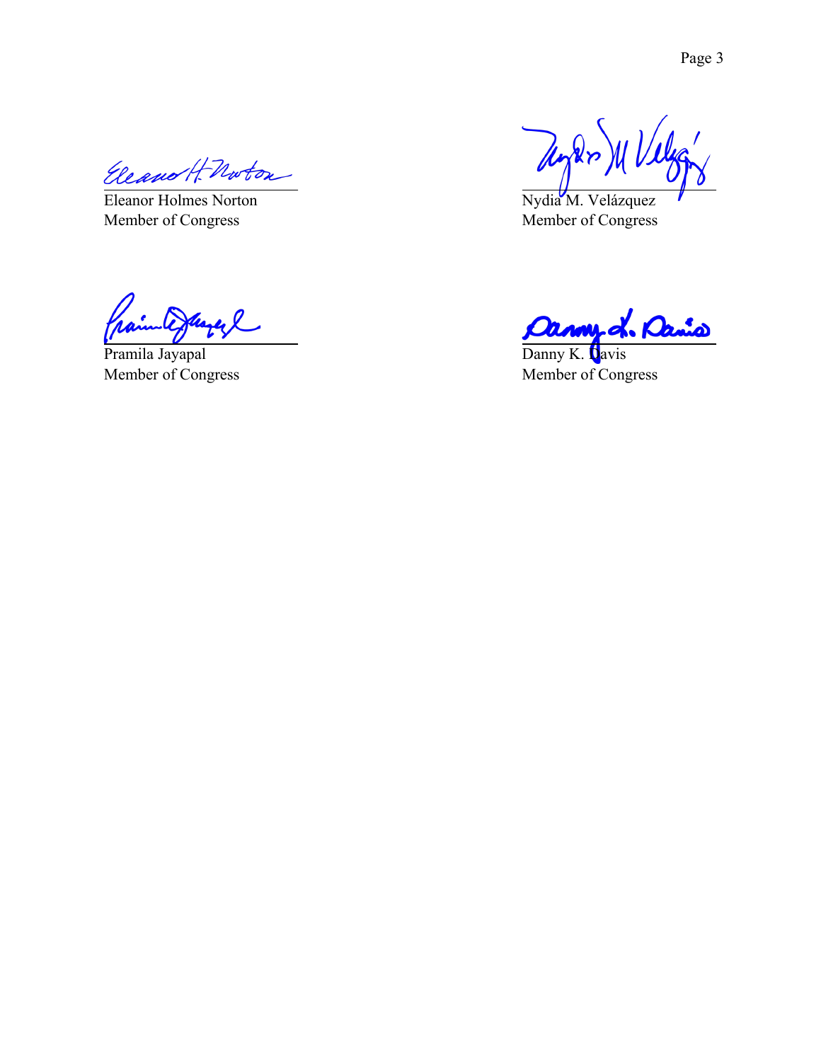Eleanor Holmes Norton
Member of Congress

Nydia M. Velázquez
Member of Congress

Pramila Jayapal
Member of Congress

Danny K. Davis
Member of Congress